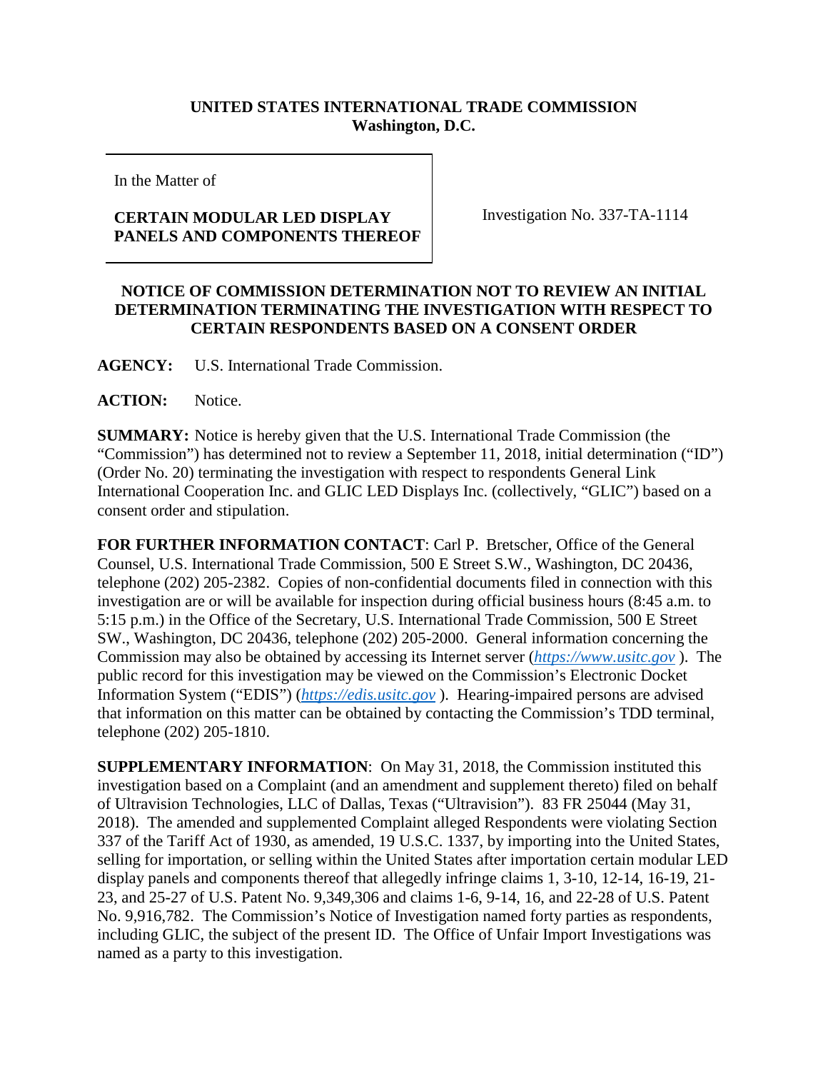**UNITED STATES INTERNATIONAL TRADE COMMISSION**
**Washington, D.C.**

In the Matter of

**CERTAIN MODULAR LED DISPLAY PANELS AND COMPONENTS THEREOF**

Investigation No. 337-TA-1114

**NOTICE OF COMMISSION DETERMINATION NOT TO REVIEW AN INITIAL DETERMINATION TERMINATING THE INVESTIGATION WITH RESPECT TO CERTAIN RESPONDENTS BASED ON A CONSENT ORDER**

**AGENCY:** U.S. International Trade Commission.

**ACTION:** Notice.

**SUMMARY:** Notice is hereby given that the U.S. International Trade Commission (the "Commission") has determined not to review a September 11, 2018, initial determination ("ID") (Order No. 20) terminating the investigation with respect to respondents General Link International Cooperation Inc. and GLIC LED Displays Inc. (collectively, "GLIC") based on a consent order and stipulation.

**FOR FURTHER INFORMATION CONTACT**: Carl P. Bretscher, Office of the General Counsel, U.S. International Trade Commission, 500 E Street S.W., Washington, DC 20436, telephone (202) 205-2382. Copies of non-confidential documents filed in connection with this investigation are or will be available for inspection during official business hours (8:45 a.m. to 5:15 p.m.) in the Office of the Secretary, U.S. International Trade Commission, 500 E Street SW., Washington, DC 20436, telephone (202) 205-2000. General information concerning the Commission may also be obtained by accessing its Internet server (*https://www.usitc.gov* ). The public record for this investigation may be viewed on the Commission's Electronic Docket Information System ("EDIS") (*https://edis.usitc.gov* ). Hearing-impaired persons are advised that information on this matter can be obtained by contacting the Commission's TDD terminal, telephone (202) 205-1810.

**SUPPLEMENTARY INFORMATION**: On May 31, 2018, the Commission instituted this investigation based on a Complaint (and an amendment and supplement thereto) filed on behalf of Ultravision Technologies, LLC of Dallas, Texas ("Ultravision"). 83 FR 25044 (May 31, 2018). The amended and supplemented Complaint alleged Respondents were violating Section 337 of the Tariff Act of 1930, as amended, 19 U.S.C. 1337, by importing into the United States, selling for importation, or selling within the United States after importation certain modular LED display panels and components thereof that allegedly infringe claims 1, 3-10, 12-14, 16-19, 21-23, and 25-27 of U.S. Patent No. 9,349,306 and claims 1-6, 9-14, 16, and 22-28 of U.S. Patent No. 9,916,782. The Commission's Notice of Investigation named forty parties as respondents, including GLIC, the subject of the present ID. The Office of Unfair Import Investigations was named as a party to this investigation.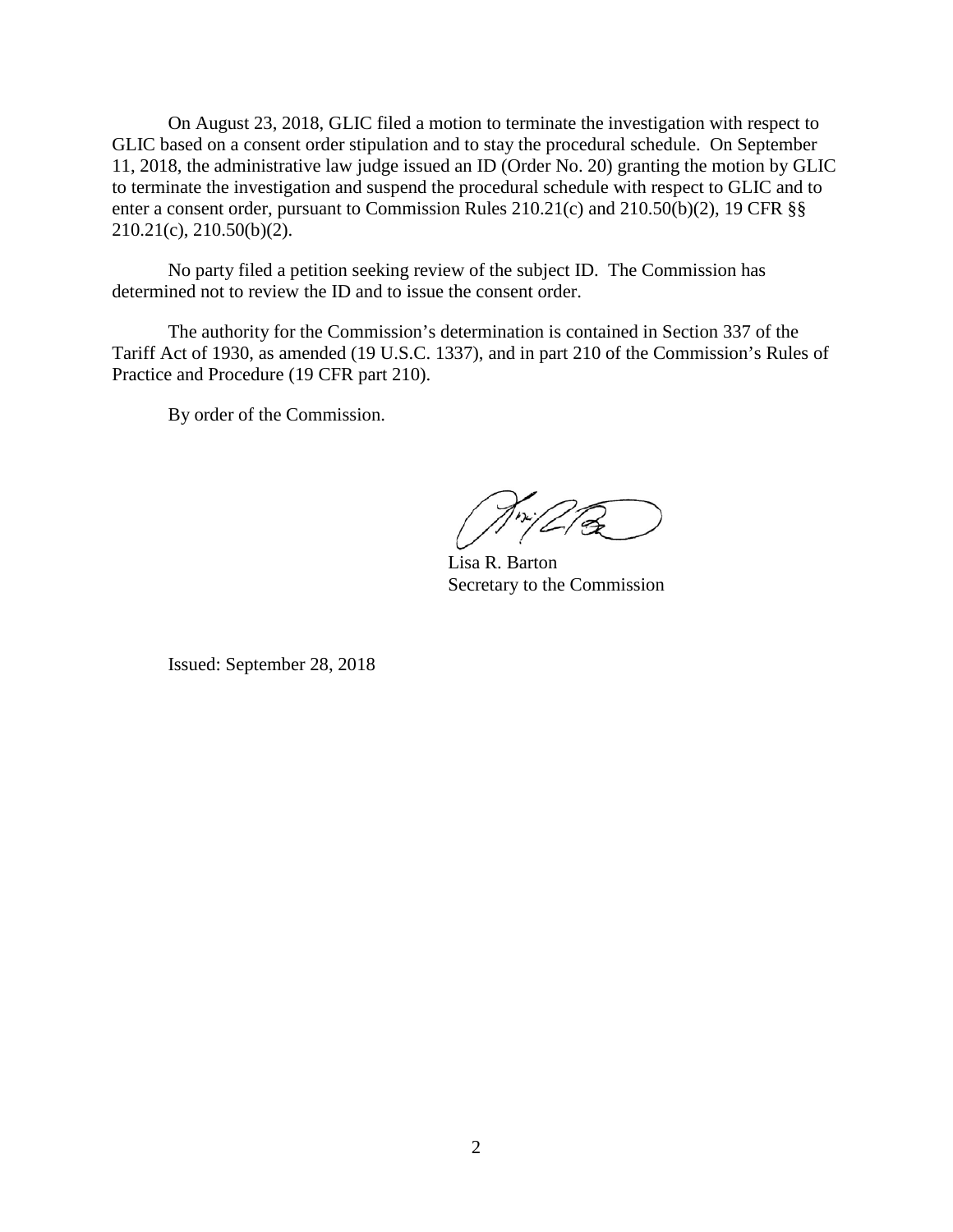On August 23, 2018, GLIC filed a motion to terminate the investigation with respect to GLIC based on a consent order stipulation and to stay the procedural schedule. On September 11, 2018, the administrative law judge issued an ID (Order No. 20) granting the motion by GLIC to terminate the investigation and suspend the procedural schedule with respect to GLIC and to enter a consent order, pursuant to Commission Rules 210.21(c) and 210.50(b)(2), 19 CFR §§ 210.21(c), 210.50(b)(2).

No party filed a petition seeking review of the subject ID. The Commission has determined not to review the ID and to issue the consent order.

The authority for the Commission's determination is contained in Section 337 of the Tariff Act of 1930, as amended (19 U.S.C. 1337), and in part 210 of the Commission's Rules of Practice and Procedure (19 CFR part 210).

By order of the Commission.

Lisa R. Barton
Secretary to the Commission

Issued: September 28, 2018